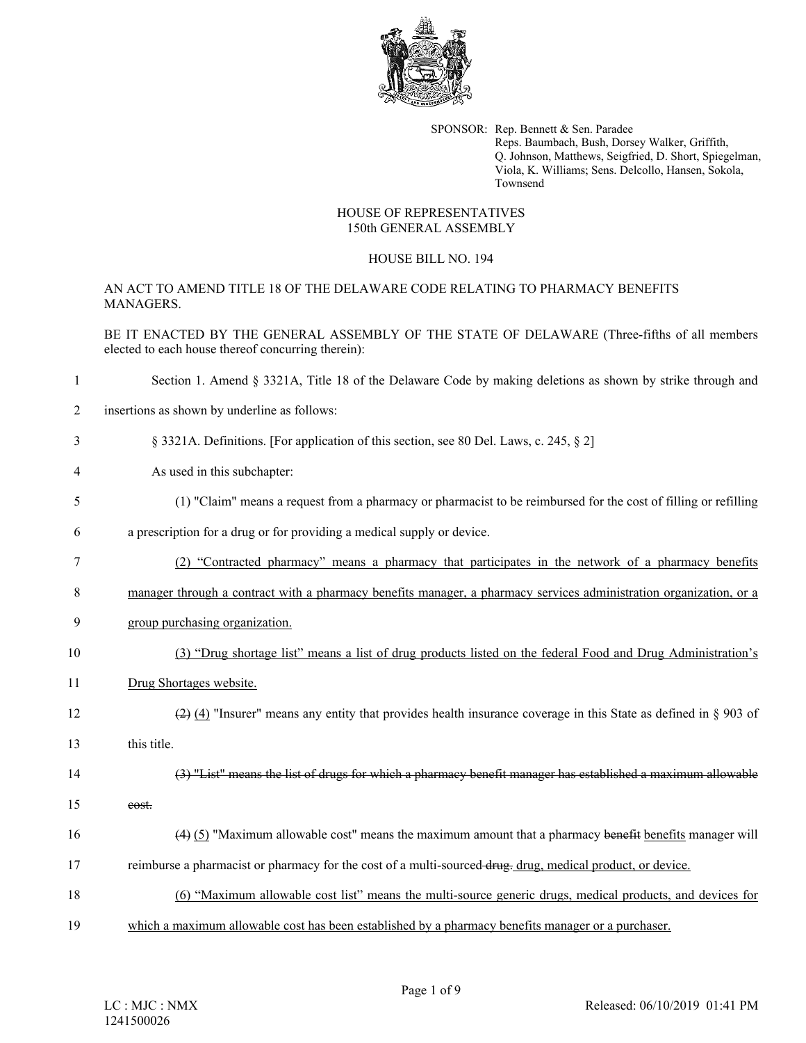SPONSOR: Rep. Bennett & Sen. Paradee
Reps. Baumbach, Bush, Dorsey Walker, Griffith, Q. Johnson, Matthews, Seigfried, D. Short, Spiegelman, Viola, K. Williams; Sens. Delcollo, Hansen, Sokola, Townsend

HOUSE OF REPRESENTATIVES
150th GENERAL ASSEMBLY

HOUSE BILL NO. 194

AN ACT TO AMEND TITLE 18 OF THE DELAWARE CODE RELATING TO PHARMACY BENEFITS MANAGERS.

BE IT ENACTED BY THE GENERAL ASSEMBLY OF THE STATE OF DELAWARE (Three-fifths of all members elected to each house thereof concurring therein):

1 Section 1. Amend § 3321A, Title 18 of the Delaware Code by making deletions as shown by strike through and
2 insertions as shown by underline as follows:

3 § 3321A. Definitions. [For application of this section, see 80 Del. Laws, c. 245, § 2]

4 As used in this subchapter:

5 (1) "Claim" means a request from a pharmacy or pharmacist to be reimbursed for the cost of filling or refilling
6 a prescription for a drug or for providing a medical supply or device.

7 <u>(2) "Contracted pharmacy" means a pharmacy that participates in the network of a pharmacy benefits</u>
8 <u>manager through a contract with a pharmacy benefits manager, a pharmacy services administration organization, or a</u>
9 <u>group purchasing organization.</u>

10 <u>(3) "Drug shortage list" means a list of drug products listed on the federal Food and Drug Administration's</u>
11 <u>Drug Shortages website.</u>

12 ~~(2)~~ <u>(4)</u> "Insurer" means any entity that provides health insurance coverage in this State as defined in § 903 of
13 this title.

14 ~~(3) "List" means the list of drugs for which a pharmacy benefit manager has established a maximum allowable~~
15 ~~cost.~~

16 ~~(4)~~ <u>(5)</u> "Maximum allowable cost" means the maximum amount that a pharmacy ~~benefit~~ <u>benefits</u> manager will
17 reimburse a pharmacist or pharmacy for the cost of a multi-sourced ~~drug.~~ <u>drug, medical product, or device.</u>

18 <u>(6) "Maximum allowable cost list" means the multi-source generic drugs, medical products, and devices for</u>
19 <u>which a maximum allowable cost has been established by a pharmacy benefits manager or a purchaser.</u>

LC : MJC : NMX
1241500026

Released: 06/10/2019 01:41 PM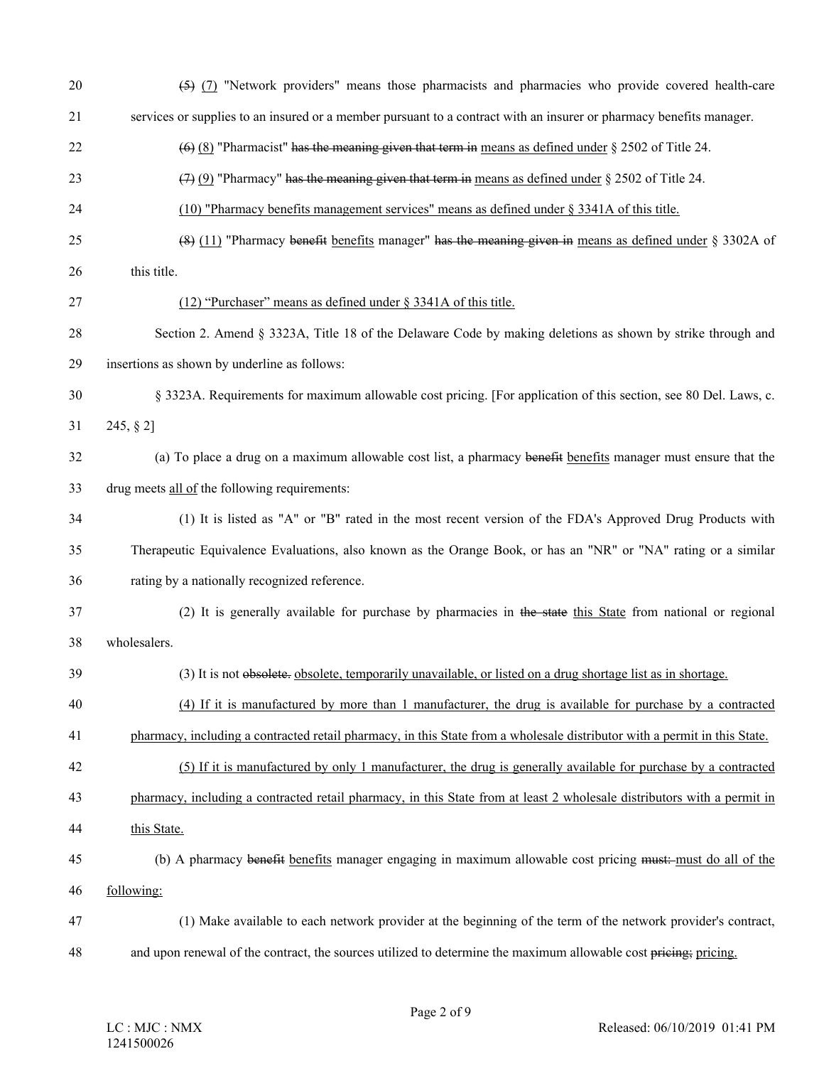~~(5)~~ <u>(7)</u> "Network providers" means those pharmacists and pharmacies who provide covered health-care services or supplies to an insured or a member pursuant to a contract with an insurer or pharmacy benefits manager.

~~(6)~~ <u>(8)</u> "Pharmacist" ~~has the meaning given that term in~~ <u>means as defined under</u> § 2502 of Title 24.

~~(7)~~ <u>(9)</u> "Pharmacy" ~~has the meaning given that term in~~ <u>means as defined under</u> § 2502 of Title 24.

<u>(10) "Pharmacy benefits management services" means as defined under § 3341A of this title.</u>

~~(8)~~ <u>(11)</u> "Pharmacy ~~benefit~~ <u>benefits</u> manager" ~~has the meaning given in~~ <u>means as defined under</u> § 3302A of this title.

<u>(12) "Purchaser" means as defined under § 3341A of this title.</u>

Section 2. Amend § 3323A, Title 18 of the Delaware Code by making deletions as shown by strike through and insertions as shown by underline as follows:

§ 3323A. Requirements for maximum allowable cost pricing. [For application of this section, see 80 Del. Laws, c. 245, § 2]

(a) To place a drug on a maximum allowable cost list, a pharmacy ~~benefit~~ <u>benefits</u> manager must ensure that the drug meets <u>all of</u> the following requirements:

(1) It is listed as "A" or "B" rated in the most recent version of the FDA's Approved Drug Products with Therapeutic Equivalence Evaluations, also known as the Orange Book, or has an "NR" or "NA" rating or a similar rating by a nationally recognized reference.

(2) It is generally available for purchase by pharmacies in ~~the state~~ <u>this State</u> from national or regional wholesalers.

(3) It is not ~~obsolete.~~ <u>obsolete, temporarily unavailable, or listed on a drug shortage list as in shortage.</u>

<u>(4) If it is manufactured by more than 1 manufacturer, the drug is available for purchase by a contracted pharmacy, including a contracted retail pharmacy, in this State from a wholesale distributor with a permit in this State.</u>

<u>(5) If it is manufactured by only 1 manufacturer, the drug is generally available for purchase by a contracted pharmacy, including a contracted retail pharmacy, in this State from at least 2 wholesale distributors with a permit in this State.</u>

(b) A pharmacy ~~benefit~~ <u>benefits</u> manager engaging in maximum allowable cost pricing ~~must:~~ <u>must do all of the following:</u>

(1) Make available to each network provider at the beginning of the term of the network provider's contract, and upon renewal of the contract, the sources utilized to determine the maximum allowable cost ~~pricing;~~ <u>pricing.</u>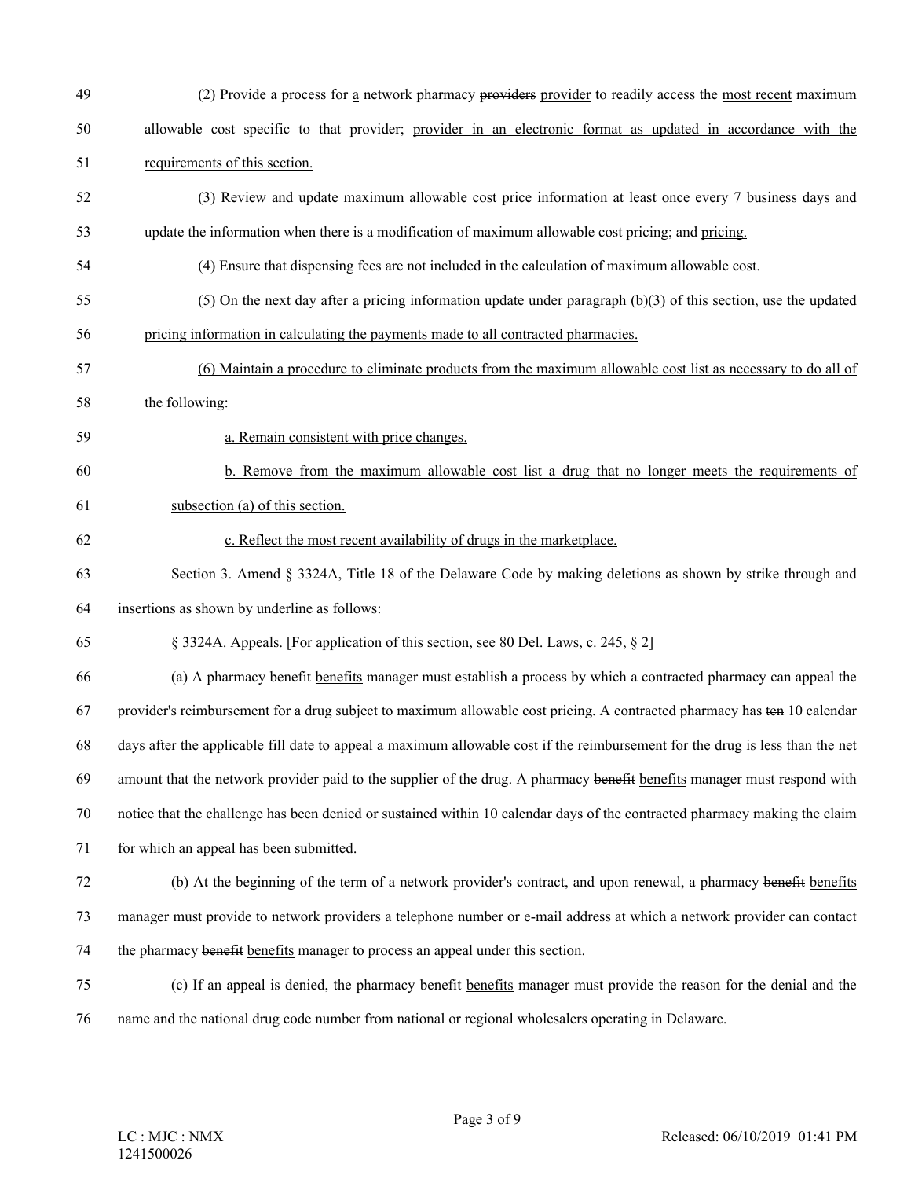(2) Provide a process for <u>a</u> network pharmacy ~~providers~~ <u>provider</u> to readily access the <u>most recent</u> maximum allowable cost specific to that ~~provider;~~ <u>provider in an electronic format as updated in accordance with the requirements of this section.</u>

(3) Review and update maximum allowable cost price information at least once every 7 business days and update the information when there is a modification of maximum allowable cost ~~pricing; and~~ <u>pricing.</u>

(4) Ensure that dispensing fees are not included in the calculation of maximum allowable cost.

<u>(5) On the next day after a pricing information update under paragraph (b)(3) of this section, use the updated pricing information in calculating the payments made to all contracted pharmacies.</u>

<u>(6) Maintain a procedure to eliminate products from the maximum allowable cost list as necessary to do all of the following:</u>

<u>a. Remain consistent with price changes.</u>

<u>b. Remove from the maximum allowable cost list a drug that no longer meets the requirements of subsection (a) of this section.</u>

<u>c. Reflect the most recent availability of drugs in the marketplace.</u>

Section 3. Amend § 3324A, Title 18 of the Delaware Code by making deletions as shown by strike through and insertions as shown by underline as follows:

§ 3324A. Appeals. [For application of this section, see 80 Del. Laws, c. 245, § 2]

(a) A pharmacy ~~benefit~~ <u>benefits</u> manager must establish a process by which a contracted pharmacy can appeal the provider's reimbursement for a drug subject to maximum allowable cost pricing. A contracted pharmacy has ~~ten~~ <u>10</u> calendar days after the applicable fill date to appeal a maximum allowable cost if the reimbursement for the drug is less than the net amount that the network provider paid to the supplier of the drug. A pharmacy ~~benefit~~ <u>benefits</u> manager must respond with notice that the challenge has been denied or sustained within 10 calendar days of the contracted pharmacy making the claim for which an appeal has been submitted.

(b) At the beginning of the term of a network provider's contract, and upon renewal, a pharmacy ~~benefit~~ <u>benefits</u> manager must provide to network providers a telephone number or e-mail address at which a network provider can contact the pharmacy ~~benefit~~ <u>benefits</u> manager to process an appeal under this section.

(c) If an appeal is denied, the pharmacy ~~benefit~~ <u>benefits</u> manager must provide the reason for the denial and the name and the national drug code number from national or regional wholesalers operating in Delaware.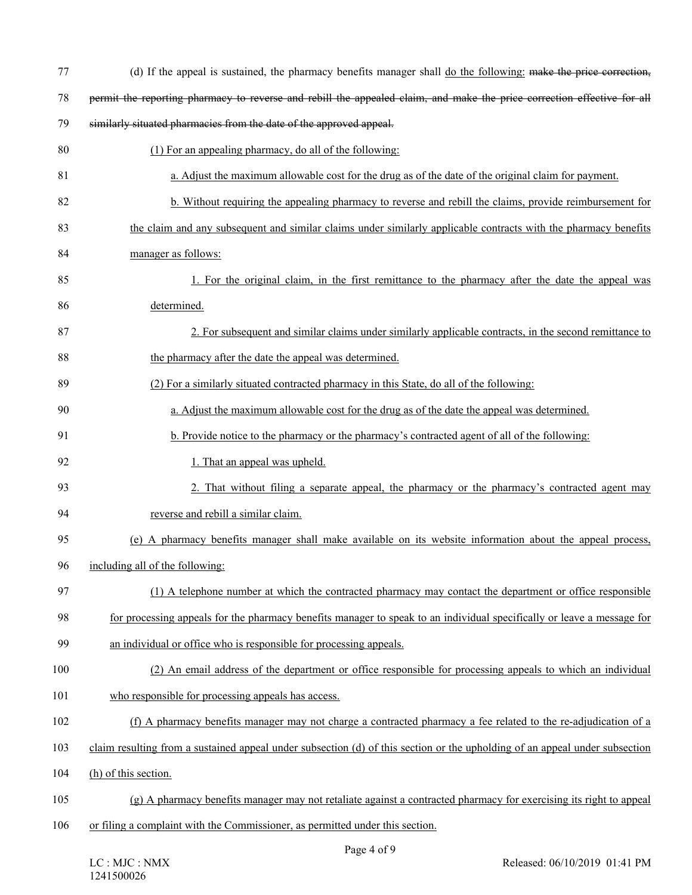(d) If the appeal is sustained, the pharmacy benefits manager shall do the following: ~~make the price correction, permit the reporting pharmacy to reverse and rebill the appealed claim, and make the price correction effective for all similarly situated pharmacies from the date of the approved appeal.~~

(1) For an appealing pharmacy, do all of the following:

a. Adjust the maximum allowable cost for the drug as of the date of the original claim for payment.

b. Without requiring the appealing pharmacy to reverse and rebill the claims, provide reimbursement for the claim and any subsequent and similar claims under similarly applicable contracts with the pharmacy benefits manager as follows:

1. For the original claim, in the first remittance to the pharmacy after the date the appeal was determined.

2. For subsequent and similar claims under similarly applicable contracts, in the second remittance to the pharmacy after the date the appeal was determined.

(2) For a similarly situated contracted pharmacy in this State, do all of the following:

a. Adjust the maximum allowable cost for the drug as of the date the appeal was determined.

b. Provide notice to the pharmacy or the pharmacy's contracted agent of all of the following:

1. That an appeal was upheld.

2. That without filing a separate appeal, the pharmacy or the pharmacy's contracted agent may reverse and rebill a similar claim.

(e) A pharmacy benefits manager shall make available on its website information about the appeal process, including all of the following:

(1) A telephone number at which the contracted pharmacy may contact the department or office responsible for processing appeals for the pharmacy benefits manager to speak to an individual specifically or leave a message for an individual or office who is responsible for processing appeals.

(2) An email address of the department or office responsible for processing appeals to which an individual who responsible for processing appeals has access.

(f) A pharmacy benefits manager may not charge a contracted pharmacy a fee related to the re-adjudication of a claim resulting from a sustained appeal under subsection (d) of this section or the upholding of an appeal under subsection (h) of this section.

(g) A pharmacy benefits manager may not retaliate against a contracted pharmacy for exercising its right to appeal or filing a complaint with the Commissioner, as permitted under this section.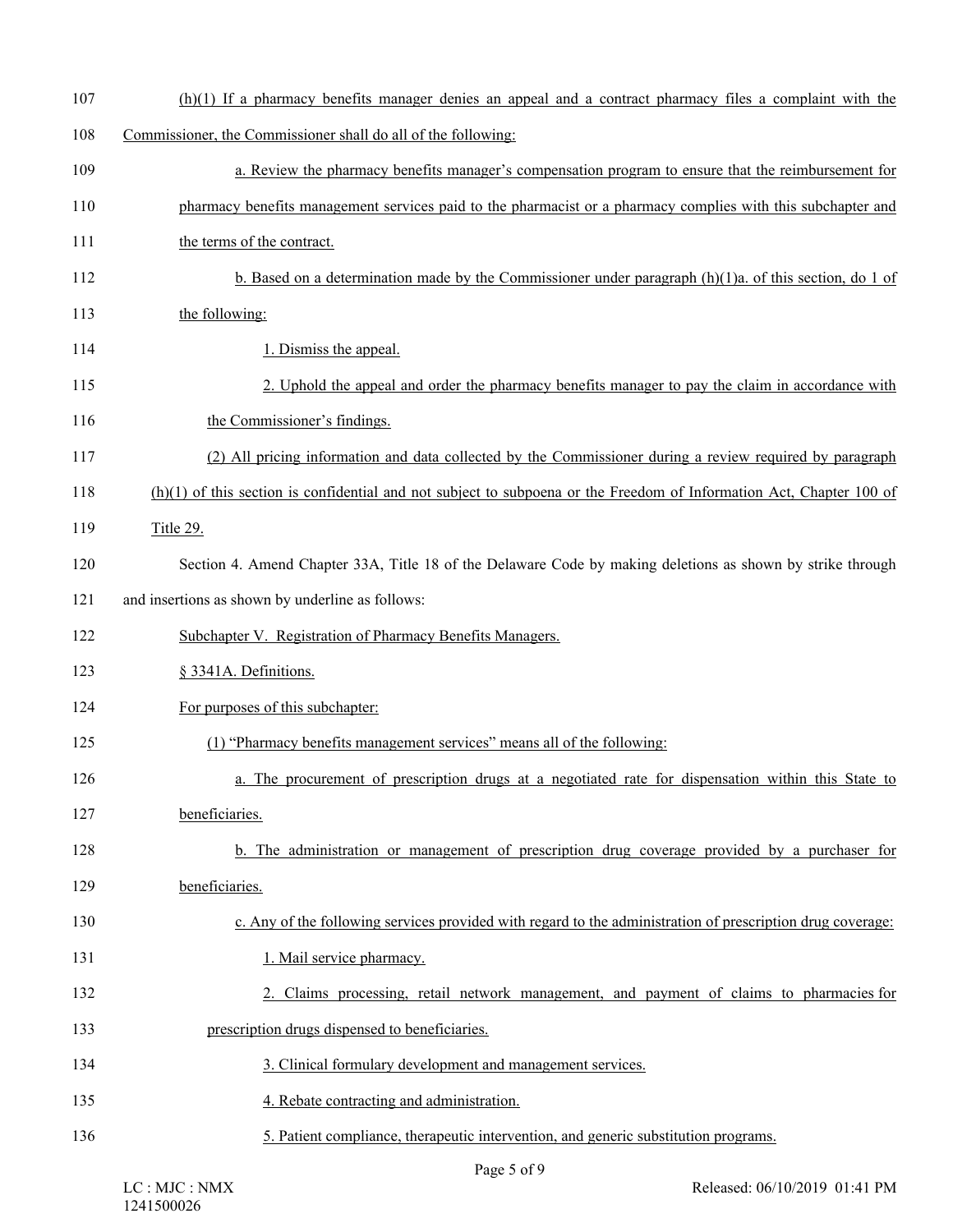(h)(1) If a pharmacy benefits manager denies an appeal and a contract pharmacy files a complaint with the Commissioner, the Commissioner shall do all of the following:

a. Review the pharmacy benefits manager's compensation program to ensure that the reimbursement for pharmacy benefits management services paid to the pharmacist or a pharmacy complies with this subchapter and the terms of the contract.

b. Based on a determination made by the Commissioner under paragraph (h)(1)a. of this section, do 1 of the following:

1. Dismiss the appeal.

2. Uphold the appeal and order the pharmacy benefits manager to pay the claim in accordance with the Commissioner's findings.

(2) All pricing information and data collected by the Commissioner during a review required by paragraph (h)(1) of this section is confidential and not subject to subpoena or the Freedom of Information Act, Chapter 100 of Title 29.

Section 4. Amend Chapter 33A, Title 18 of the Delaware Code by making deletions as shown by strike through and insertions as shown by underline as follows:

Subchapter V. Registration of Pharmacy Benefits Managers.

§ 3341A. Definitions.

For purposes of this subchapter:

(1) "Pharmacy benefits management services" means all of the following:

a. The procurement of prescription drugs at a negotiated rate for dispensation within this State to beneficiaries.

b. The administration or management of prescription drug coverage provided by a purchaser for beneficiaries.

c. Any of the following services provided with regard to the administration of prescription drug coverage:

1. Mail service pharmacy.

2. Claims processing, retail network management, and payment of claims to pharmacies for prescription drugs dispensed to beneficiaries.

3. Clinical formulary development and management services.

4. Rebate contracting and administration.

5. Patient compliance, therapeutic intervention, and generic substitution programs.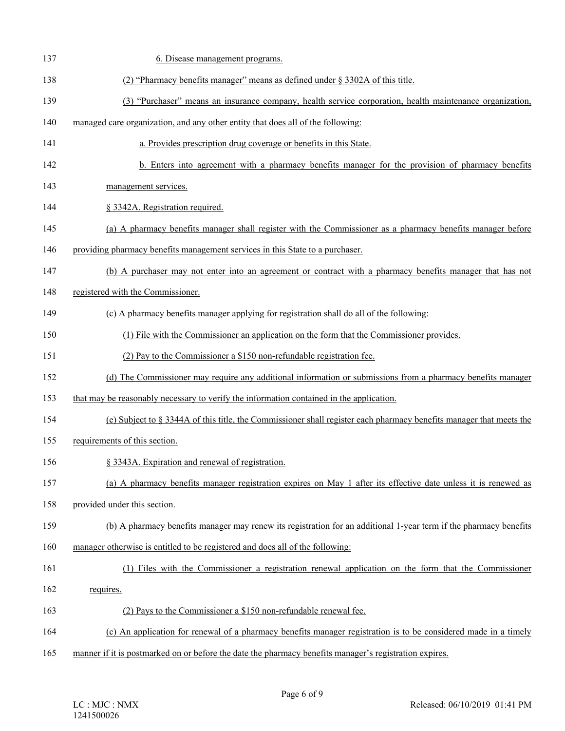6. Disease management programs.

(2) "Pharmacy benefits manager" means as defined under § 3302A of this title.

(3) "Purchaser" means an insurance company, health service corporation, health maintenance organization, managed care organization, and any other entity that does all of the following:

a. Provides prescription drug coverage or benefits in this State.

b. Enters into agreement with a pharmacy benefits manager for the provision of pharmacy benefits management services.

§ 3342A. Registration required.

(a) A pharmacy benefits manager shall register with the Commissioner as a pharmacy benefits manager before providing pharmacy benefits management services in this State to a purchaser.

(b) A purchaser may not enter into an agreement or contract with a pharmacy benefits manager that has not registered with the Commissioner.

(c) A pharmacy benefits manager applying for registration shall do all of the following:

(1) File with the Commissioner an application on the form that the Commissioner provides.

(2) Pay to the Commissioner a $150 non-refundable registration fee.

(d) The Commissioner may require any additional information or submissions from a pharmacy benefits manager that may be reasonably necessary to verify the information contained in the application.

(e) Subject to § 3344A of this title, the Commissioner shall register each pharmacy benefits manager that meets the requirements of this section.

§ 3343A. Expiration and renewal of registration.

(a) A pharmacy benefits manager registration expires on May 1 after its effective date unless it is renewed as provided under this section.

(b) A pharmacy benefits manager may renew its registration for an additional 1-year term if the pharmacy benefits manager otherwise is entitled to be registered and does all of the following:

(1) Files with the Commissioner a registration renewal application on the form that the Commissioner requires.

(2) Pays to the Commissioner a $150 non-refundable renewal fee.

(c) An application for renewal of a pharmacy benefits manager registration is to be considered made in a timely manner if it is postmarked on or before the date the pharmacy benefits manager's registration expires.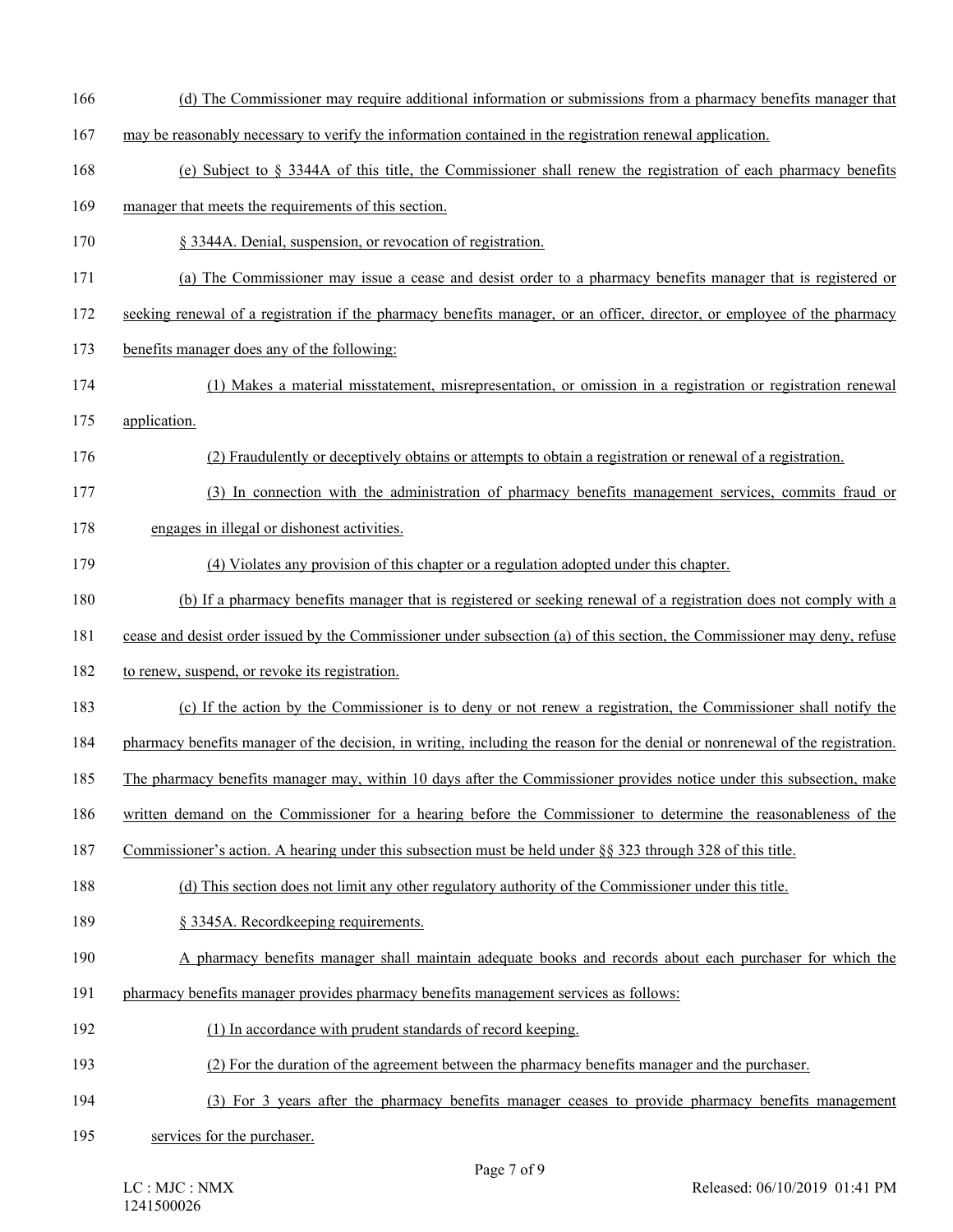(d) The Commissioner may require additional information or submissions from a pharmacy benefits manager that may be reasonably necessary to verify the information contained in the registration renewal application.

(e) Subject to § 3344A of this title, the Commissioner shall renew the registration of each pharmacy benefits manager that meets the requirements of this section.

§ 3344A. Denial, suspension, or revocation of registration.

(a) The Commissioner may issue a cease and desist order to a pharmacy benefits manager that is registered or seeking renewal of a registration if the pharmacy benefits manager, or an officer, director, or employee of the pharmacy benefits manager does any of the following:

(1) Makes a material misstatement, misrepresentation, or omission in a registration or registration renewal application.

(2) Fraudulently or deceptively obtains or attempts to obtain a registration or renewal of a registration.

(3) In connection with the administration of pharmacy benefits management services, commits fraud or engages in illegal or dishonest activities.

(4) Violates any provision of this chapter or a regulation adopted under this chapter.

(b) If a pharmacy benefits manager that is registered or seeking renewal of a registration does not comply with a cease and desist order issued by the Commissioner under subsection (a) of this section, the Commissioner may deny, refuse to renew, suspend, or revoke its registration.

(c) If the action by the Commissioner is to deny or not renew a registration, the Commissioner shall notify the pharmacy benefits manager of the decision, in writing, including the reason for the denial or nonrenewal of the registration. The pharmacy benefits manager may, within 10 days after the Commissioner provides notice under this subsection, make written demand on the Commissioner for a hearing before the Commissioner to determine the reasonableness of the Commissioner's action. A hearing under this subsection must be held under §§ 323 through 328 of this title.

(d) This section does not limit any other regulatory authority of the Commissioner under this title.

§ 3345A. Recordkeeping requirements.

A pharmacy benefits manager shall maintain adequate books and records about each purchaser for which the pharmacy benefits manager provides pharmacy benefits management services as follows:

(1) In accordance with prudent standards of record keeping.

(2) For the duration of the agreement between the pharmacy benefits manager and the purchaser.

(3) For 3 years after the pharmacy benefits manager ceases to provide pharmacy benefits management services for the purchaser.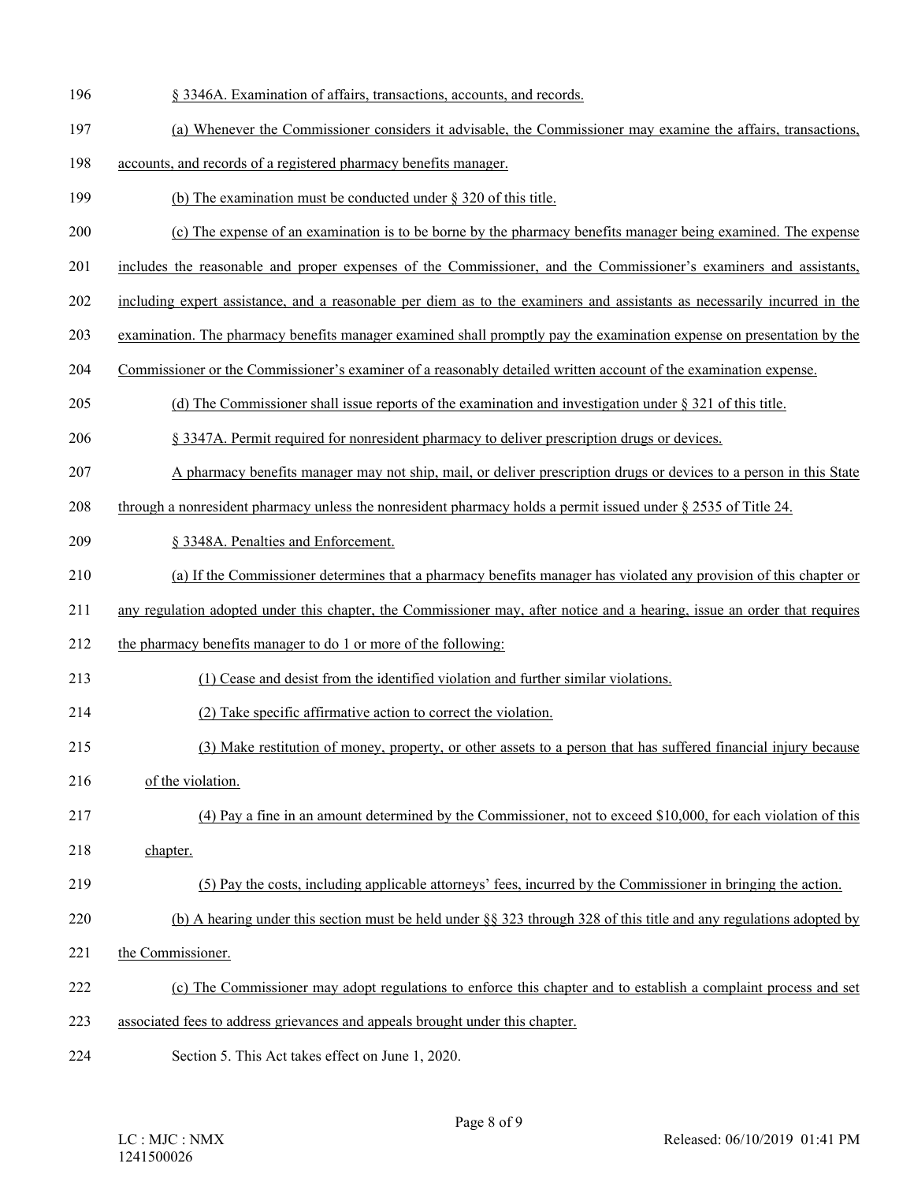§ 3346A. Examination of affairs, transactions, accounts, and records.

(a) Whenever the Commissioner considers it advisable, the Commissioner may examine the affairs, transactions, accounts, and records of a registered pharmacy benefits manager.

(b) The examination must be conducted under § 320 of this title.

(c) The expense of an examination is to be borne by the pharmacy benefits manager being examined. The expense includes the reasonable and proper expenses of the Commissioner, and the Commissioner's examiners and assistants, including expert assistance, and a reasonable per diem as to the examiners and assistants as necessarily incurred in the examination. The pharmacy benefits manager examined shall promptly pay the examination expense on presentation by the Commissioner or the Commissioner's examiner of a reasonably detailed written account of the examination expense.

(d) The Commissioner shall issue reports of the examination and investigation under § 321 of this title.

§ 3347A. Permit required for nonresident pharmacy to deliver prescription drugs or devices.

A pharmacy benefits manager may not ship, mail, or deliver prescription drugs or devices to a person in this State through a nonresident pharmacy unless the nonresident pharmacy holds a permit issued under § 2535 of Title 24.

§ 3348A. Penalties and Enforcement.

(a) If the Commissioner determines that a pharmacy benefits manager has violated any provision of this chapter or any regulation adopted under this chapter, the Commissioner may, after notice and a hearing, issue an order that requires the pharmacy benefits manager to do 1 or more of the following:

(1) Cease and desist from the identified violation and further similar violations.

(2) Take specific affirmative action to correct the violation.

(3) Make restitution of money, property, or other assets to a person that has suffered financial injury because of the violation.

(4) Pay a fine in an amount determined by the Commissioner, not to exceed $10,000, for each violation of this chapter.

(5) Pay the costs, including applicable attorneys' fees, incurred by the Commissioner in bringing the action.

(b) A hearing under this section must be held under §§ 323 through 328 of this title and any regulations adopted by the Commissioner.

(c) The Commissioner may adopt regulations to enforce this chapter and to establish a complaint process and set associated fees to address grievances and appeals brought under this chapter.

Section 5. This Act takes effect on June 1, 2020.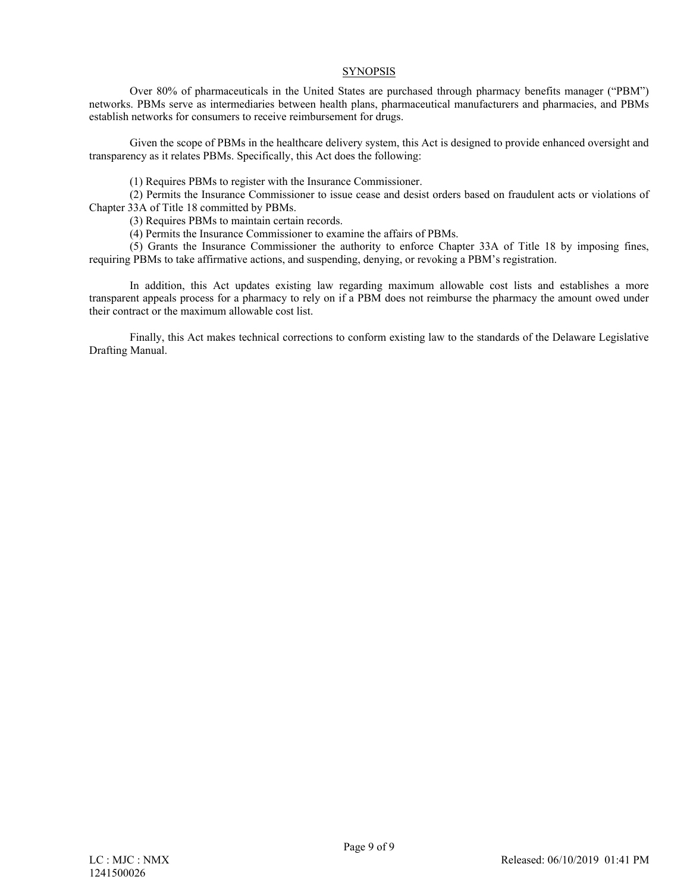## SYNOPSIS

Over 80% of pharmaceuticals in the United States are purchased through pharmacy benefits manager ("PBM") networks. PBMs serve as intermediaries between health plans, pharmaceutical manufacturers and pharmacies, and PBMs establish networks for consumers to receive reimbursement for drugs.

Given the scope of PBMs in the healthcare delivery system, this Act is designed to provide enhanced oversight and transparency as it relates PBMs. Specifically, this Act does the following:

(1) Requires PBMs to register with the Insurance Commissioner.
(2) Permits the Insurance Commissioner to issue cease and desist orders based on fraudulent acts or violations of Chapter 33A of Title 18 committed by PBMs.
(3) Requires PBMs to maintain certain records.
(4) Permits the Insurance Commissioner to examine the affairs of PBMs.
(5) Grants the Insurance Commissioner the authority to enforce Chapter 33A of Title 18 by imposing fines, requiring PBMs to take affirmative actions, and suspending, denying, or revoking a PBM's registration.

In addition, this Act updates existing law regarding maximum allowable cost lists and establishes a more transparent appeals process for a pharmacy to rely on if a PBM does not reimburse the pharmacy the amount owed under their contract or the maximum allowable cost list.

Finally, this Act makes technical corrections to conform existing law to the standards of the Delaware Legislative Drafting Manual.

LC : MJC : NMX
1241500026

Released: 06/10/2019 01:41 PM